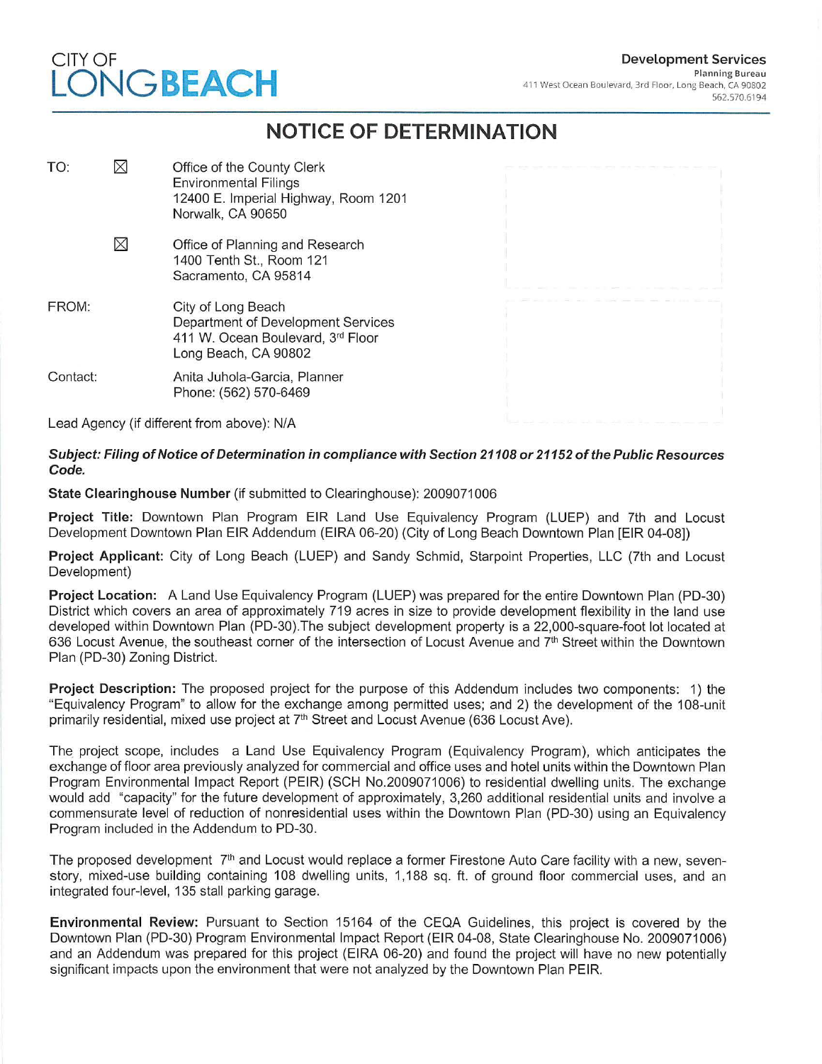CITY OF
LONGBEACH

**Development Services**
Planning Bureau
411 West Ocean Boulevard, 3rd Floor, Long Beach, CA 90802
562.570.6194

# NOTICE OF DETERMINATION

TO: ☒ Office of the County Clerk
Environmental Filings
12400 E. Imperial Highway, Room 1201
Norwalk, CA 90650

☒ Office of Planning and Research
1400 Tenth St., Room 121
Sacramento, CA 95814

FROM: City of Long Beach
Department of Development Services
411 W. Ocean Boulevard, 3rd Floor
Long Beach, CA 90802

Contact: Anita Juhola-Garcia, Planner
Phone: (562) 570-6469

Lead Agency (if different from above): N/A

***Subject: Filing of Notice of Determination in compliance with Section 21108 or 21152 of the Public Resources Code.***

**State Clearinghouse Number** (if submitted to Clearinghouse): 2009071006

**Project Title:** Downtown Plan Program EIR Land Use Equivalency Program (LUEP) and 7th and Locust Development Downtown Plan EIR Addendum (EIRA 06-20) (City of Long Beach Downtown Plan [EIR 04-08])

**Project Applicant:** City of Long Beach (LUEP) and Sandy Schmid, Starpoint Properties, LLC (7th and Locust Development)

**Project Location:** A Land Use Equivalency Program (LUEP) was prepared for the entire Downtown Plan (PD-30) District which covers an area of approximately 719 acres in size to provide development flexibility in the land use developed within Downtown Plan (PD-30).The subject development property is a 22,000-square-foot lot located at 636 Locust Avenue, the southeast corner of the intersection of Locust Avenue and 7th Street within the Downtown Plan (PD-30) Zoning District.

**Project Description:** The proposed project for the purpose of this Addendum includes two components: 1) the "Equivalency Program" to allow for the exchange among permitted uses; and 2) the development of the 108-unit primarily residential, mixed use project at 7th Street and Locust Avenue (636 Locust Ave).

The project scope, includes a Land Use Equivalency Program (Equivalency Program), which anticipates the exchange of floor area previously analyzed for commercial and office uses and hotel units within the Downtown Plan Program Environmental Impact Report (PEIR) (SCH No.2009071006) to residential dwelling units. The exchange would add "capacity" for the future development of approximately, 3,260 additional residential units and involve a commensurate level of reduction of nonresidential uses within the Downtown Plan (PD-30) using an Equivalency Program included in the Addendum to PD-30.

The proposed development 7th and Locust would replace a former Firestone Auto Care facility with a new, seven-story, mixed-use building containing 108 dwelling units, 1,188 sq. ft. of ground floor commercial uses, and an integrated four-level, 135 stall parking garage.

**Environmental Review:** Pursuant to Section 15164 of the CEQA Guidelines, this project is covered by the Downtown Plan (PD-30) Program Environmental Impact Report (EIR 04-08, State Clearinghouse No. 2009071006) and an Addendum was prepared for this project (EIRA 06-20) and found the project will have no new potentially significant impacts upon the environment that were not analyzed by the Downtown Plan PEIR.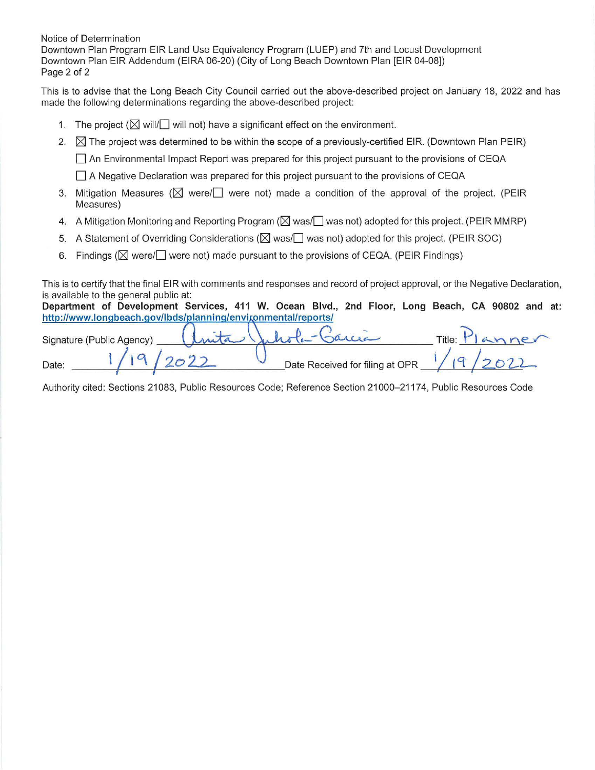Notice of Determination
Downtown Plan Program EIR Land Use Equivalency Program (LUEP) and 7th and Locust Development
Downtown Plan EIR Addendum (EIRA 06-20) (City of Long Beach Downtown Plan [EIR 04-08])
Page 2 of 2

This is to advise that the Long Beach City Council carried out the above-described project on January 18, 2022 and has made the following determinations regarding the above-described project:

1. The project (☒ will/☐ will not) have a significant effect on the environment.
2. ☒ The project was determined to be within the scope of a previously-certified EIR. (Downtown Plan PEIR)

   ☐ An Environmental Impact Report was prepared for this project pursuant to the provisions of CEQA

   ☐ A Negative Declaration was prepared for this project pursuant to the provisions of CEQA
3. Mitigation Measures (☒ were/☐ were not) made a condition of the approval of the project. (PEIR Measures)
4. A Mitigation Monitoring and Reporting Program (☒ was/☐ was not) adopted for this project. (PEIR MMRP)
5. A Statement of Overriding Considerations (☒ was/☐ was not) adopted for this project. (PEIR SOC)
6. Findings (☒ were/☐ were not) made pursuant to the provisions of CEQA. (PEIR Findings)

This is to certify that the final EIR with comments and responses and record of project approval, or the Negative Declaration, is available to the general public at:
**Department of Development Services, 411 W. Ocean Blvd., 2nd Floor, Long Beach, CA 90802 and at:** http://www.longbeach.gov/lbds/planning/environmental/reports/

Signature (Public Agency) Anita Juhola-Garcia Title: Planner

Date: 1/19/2022 Date Received for filing at OPR 1/19/2022

Authority cited: Sections 21083, Public Resources Code; Reference Section 21000–21174, Public Resources Code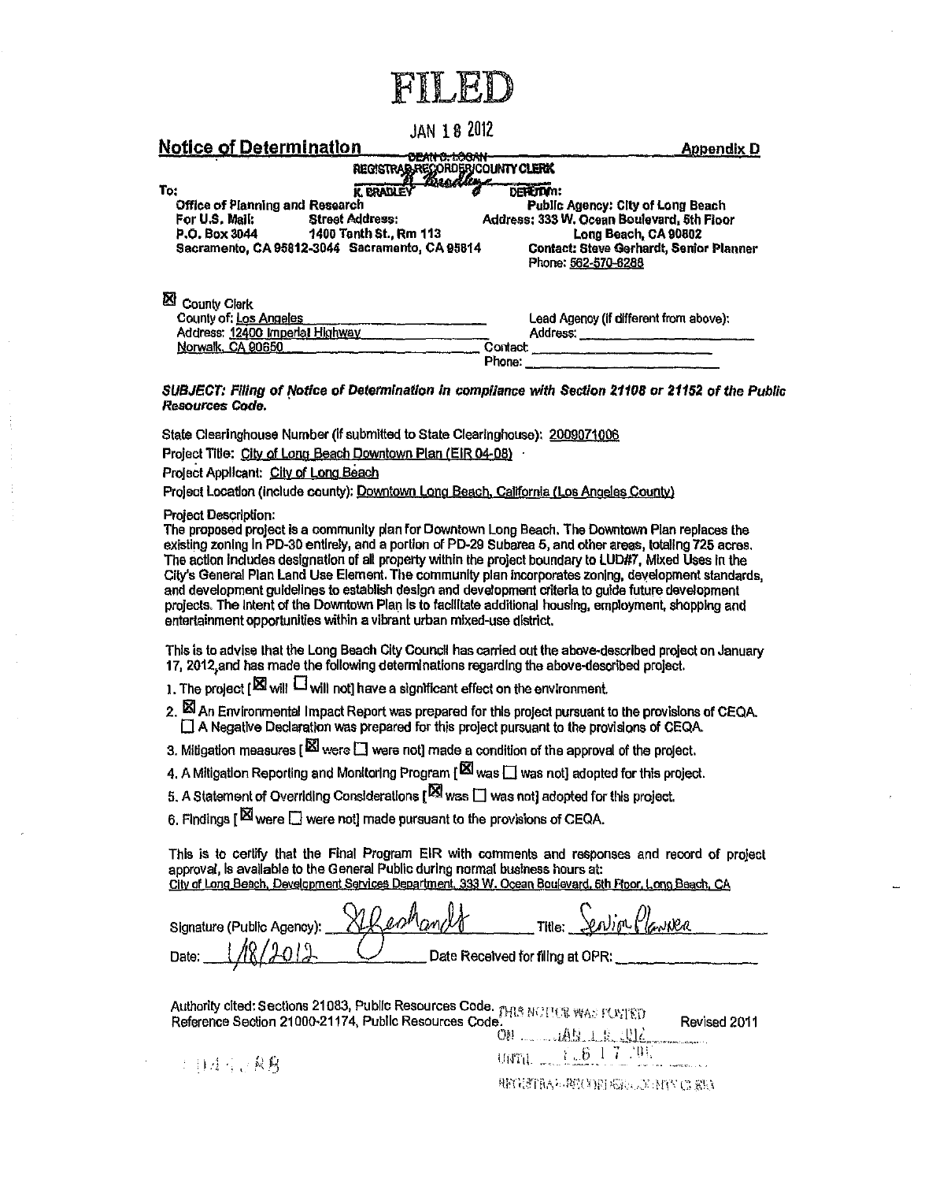# FILED

JAN 18 2012

## Notice of Determination

**Appendix D**

DEAN C. LOGAN
REGISTRAR-RECORDER/COUNTY CLERK

K. BRADLEY DEPUTY

To:

Office of Planning and Research
For U.S. Mail: P.O. Box 3044 Sacramento, CA 95812-3044
Street Address: 1400 Tenth St., Rm 113 Sacramento, CA 95814

From:

Public Agency: City of Long Beach
Address: 333 W. Ocean Boulevard, 5th Floor
Long Beach, CA 90802
Contact: Steve Gerhardt, Senior Planner
Phone: 562-570-6288

☒ County Clerk
County of: Los Angeles
Address: 12400 Imperial Highway
Norwalk, CA 90650

Lead Agency (if different from above):
Address: ______________
Contact: ______________
Phone: ______________

***SUBJECT: Filing of Notice of Determination in compliance with Section 21108 or 21152 of the Public Resources Code.***

State Clearinghouse Number (if submitted to State Clearinghouse): 2009071006

Project Title: City of Long Beach Downtown Plan (EIR 04-08)

Project Applicant: City of Long Beach

Project Location (include county): Downtown Long Beach, California (Los Angeles County)

Project Description:
The proposed project is a community plan for Downtown Long Beach. The Downtown Plan replaces the existing zoning in PD-30 entirely, and a portion of PD-29 Subarea 5, and other areas, totaling 725 acres. The action includes designation of all property within the project boundary to LUD#7, Mixed Uses in the City's General Plan Land Use Element. The community plan incorporates zoning, development standards, and development guidelines to establish design and development criteria to guide future development projects. The intent of the Downtown Plan is to facilitate additional housing, employment, shopping and entertainment opportunities within a vibrant urban mixed-use district.

This is to advise that the Long Beach City Council has carried out the above-described project on January 17, 2012, and has made the following determinations regarding the above-described project.

1. The project [☒ will ☐ will not] have a significant effect on the environment.
2. ☒ An Environmental Impact Report was prepared for this project pursuant to the provisions of CEQA.
   ☐ A Negative Declaration was prepared for this project pursuant to the provisions of CEQA.
3. Mitigation measures [☒ were ☐ were not] made a condition of the approval of the project.
4. A Mitigation Reporting and Monitoring Program [☒ was ☐ was not] adopted for this project.
5. A Statement of Overriding Considerations [☒ was ☐ was not] adopted for this project.
6. Findings [☒ were ☐ were not] made pursuant to the provisions of CEQA.

This is to certify that the Final Program EIR with comments and responses and record of project approval, is available to the General Public during normal business hours at:
City of Long Beach, Development Services Department, 333 W. Ocean Boulevard, 5th Floor, Long Beach, CA

Signature (Public Agency): *[signature]* Title: Senior Planner

Date: 1/18/2012 Date Received for filing at OPR: ______________

Authority cited: Sections 21083, Public Resources Code.
Reference Section 21000-21174, Public Resources Code.

Revised 2011

THIS NOTICE WAS POSTED
ON JAN 18 2012
UNTIL FEB 17 2012
REGISTRAR-RECORDER/COUNTY CLERK

004588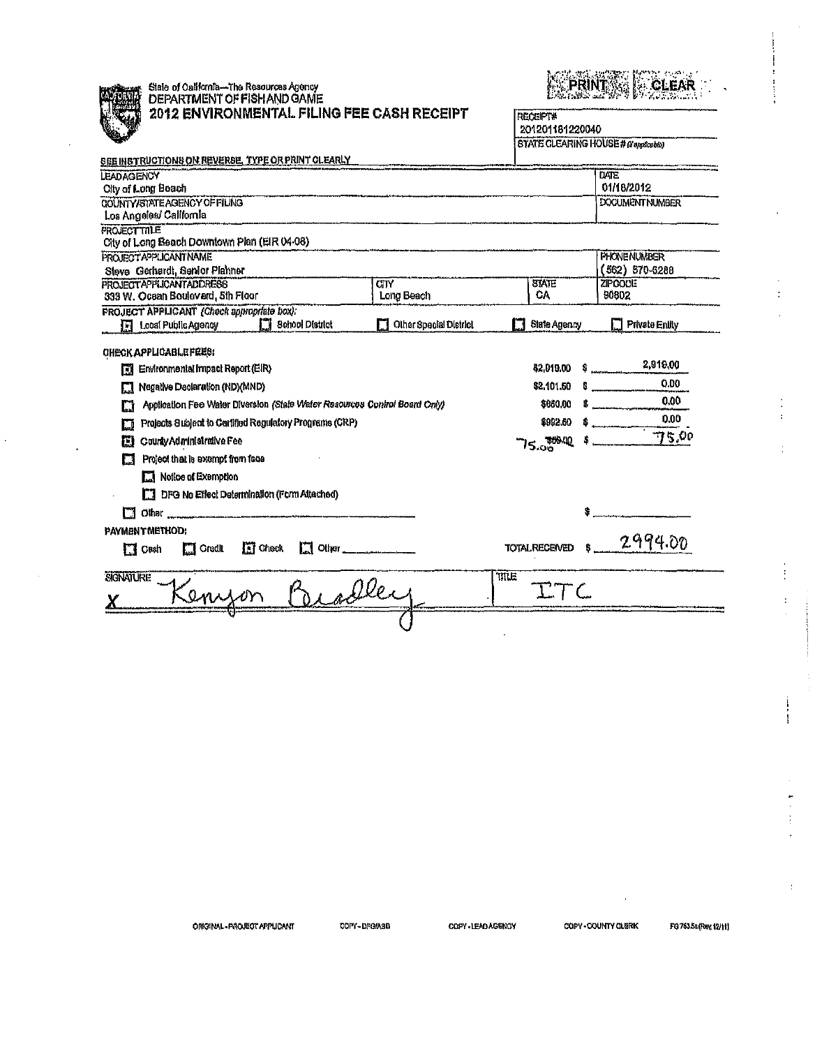State of California—The Resources Agency
DEPARTMENT OF FISH AND GAME

# 2012 ENVIRONMENTAL FILING FEE CASH RECEIPT

PRINT | CLEAR

RECEIPT#
201201181220040

STATE CLEARING HOUSE # (if applicable)

SEE INSTRUCTIONS ON REVERSE. TYPE OR PRINT CLEARLY

| | |
|---|---|
| LEAD AGENCY<br>City of Long Beach | DATE<br>01/18/2012 |
| COUNTY/STATE AGENCY OF FILING<br>Los Angeles/ California | DOCUMENT NUMBER |
| PROJECT TITLE<br>City of Long Beach Downtown Plan (EIR 04-08) | |
| PROJECT APPLICANT NAME<br>Steve Gerhardt, Senior Planner | PHONE NUMBER<br>(562) 570-6288 |

| PROJECT APPLICANT ADDRESS | CITY | STATE | ZIP CODE |
|---|---|---|---|
| 333 W. Ocean Boulevard, 5th Floor | Long Beach | CA | 90802 |

**PROJECT APPLICANT** *(Check appropriate box):*

- [x] Local Public Agency
- [ ] School District
- [ ] Other Special District
- [ ] State Agency
- [ ] Private Entity

**CHECK APPLICABLE FEES:**

| | | |
|---|---|---|
| [x] Environmental Impact Report (EIR) | $2,919.00 | $ 2,919.00 |
| [ ] Negative Declaration (ND)(MND) | $2,101.50 | $ 0.00 |
| [ ] Application Fee Water Diversion *(State Water Resources Control Board Only)* | $850.00 | $ 0.00 |
| [ ] Projects Subject to Certified Regulatory Programs (CRP) | $992.50 | $ 0.00 |
| [x] County Administrative Fee | ~~$50.00~~ 75.00 | $ 75.00 |
| [ ] Project that is exempt from fees | | |
| [ ] Notice of Exemption | | |
| [ ] DFG No Effect Determination (Form Attached) | | |
| [ ] Other ____________ | | $ ________ |

**PAYMENT METHOD:**

- [ ] Cash
- [ ] Credit
- [x] Check
- [ ] Other ________

TOTAL RECEIVED $ 2994.00

SIGNATURE
X Kenyon Bradley

TITLE
ITC

ORIGINAL - PROJECT APPLICANT | COPY - DFG/ASB | COPY - LEAD AGENCY | COPY - COUNTY CLERK | FG 753.5a (Rev. 12/11)